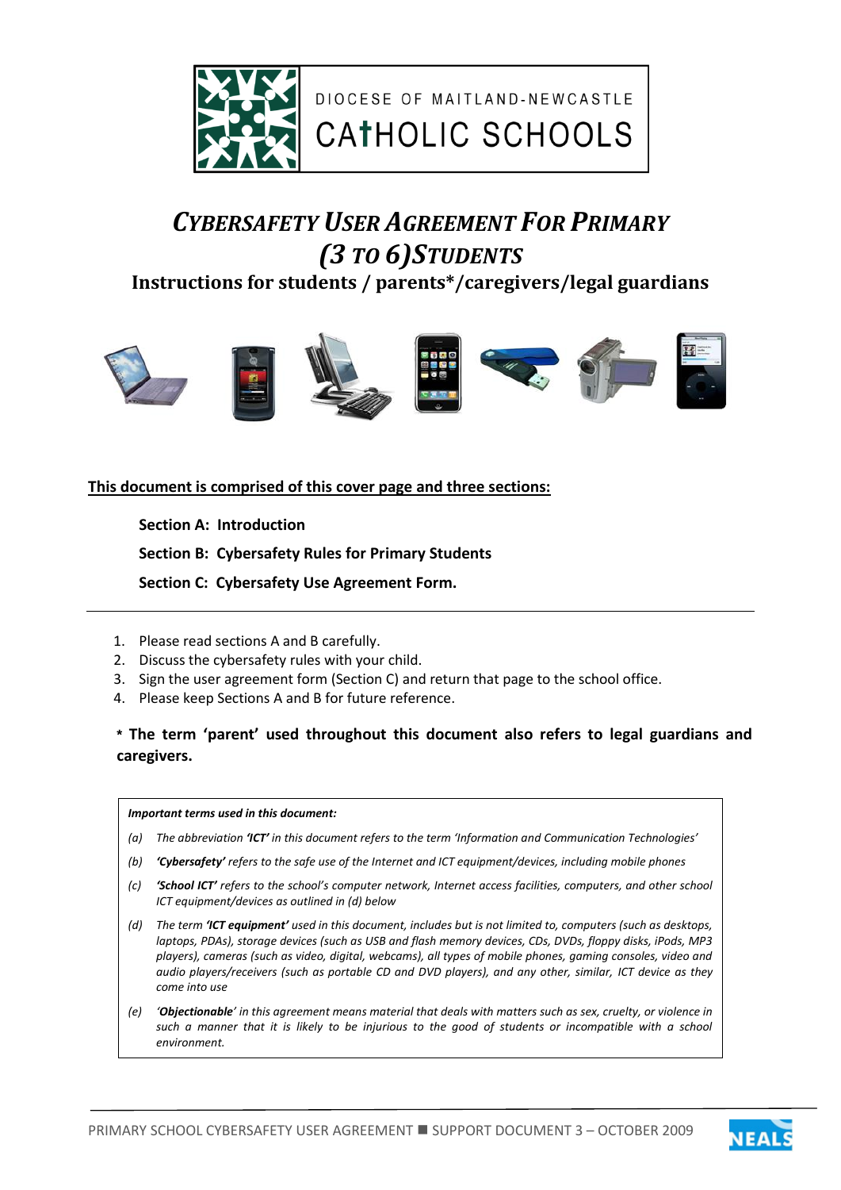DIOCESE OF MAITLAND-NEWCASTLE

CATHOLIC SCHOOLS

# *CYBERSAFETY USER AGREEMENT FOR PRIMARY (3 TO 6) STUDENTS*

## Instructions for students / parents*/caregivers/legal guardians

**This document is comprised of this cover page and three sections:**

**Section A: Introduction**

**Section B: Cybersafety Rules for Primary Students**

**Section C: Cybersafety Use Agreement Form.**

---

1. Please read sections A and B carefully.
2. Discuss the cybersafety rules with your child.
3. Sign the user agreement form (Section C) and return that page to the school office.
4. Please keep Sections A and B for future reference.

**\* The term 'parent' used throughout this document also refers to legal guardians and caregivers.**

***Important terms used in this document:***

*(a) The abbreviation **'ICT'** in this document refers to the term 'Information and Communication Technologies'*

*(b) **'Cybersafety'** refers to the safe use of the Internet and ICT equipment/devices, including mobile phones*

*(c) **'School ICT'** refers to the school's computer network, Internet access facilities, computers, and other school ICT equipment/devices as outlined in (d) below*

*(d) The term **'ICT equipment'** used in this document, includes but is not limited to, computers (such as desktops, laptops, PDAs), storage devices (such as USB and flash memory devices, CDs, DVDs, floppy disks, iPods, MP3 players), cameras (such as video, digital, webcams), all types of mobile phones, gaming consoles, video and audio players/receivers (such as portable CD and DVD players), and any other, similar, ICT device as they come into use*

*(e) **'Objectionable'** in this agreement means material that deals with matters such as sex, cruelty, or violence in such a manner that it is likely to be injurious to the good of students or incompatible with a school environment.*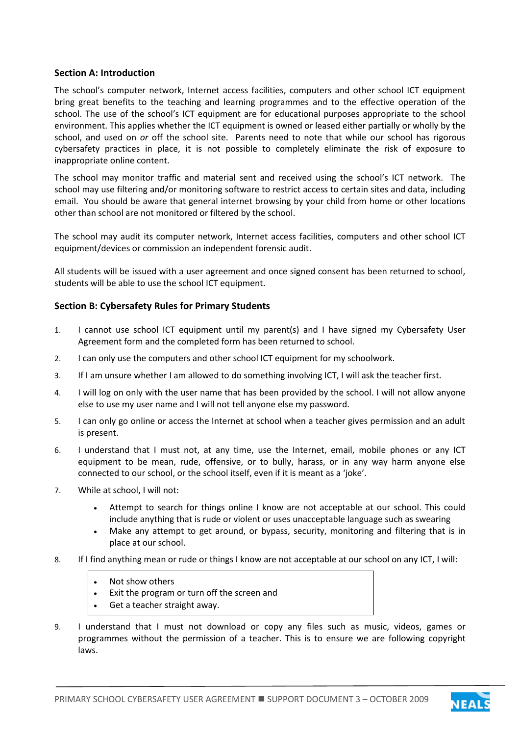### Section A: Introduction

The school's computer network, Internet access facilities, computers and other school ICT equipment bring great benefits to the teaching and learning programmes and to the effective operation of the school. The use of the school's ICT equipment are for educational purposes appropriate to the school environment. This applies whether the ICT equipment is owned or leased either partially or wholly by the school, and used on *or* off the school site. Parents need to note that while our school has rigorous cybersafety practices in place, it is not possible to completely eliminate the risk of exposure to inappropriate online content.

The school may monitor traffic and material sent and received using the school's ICT network. The school may use filtering and/or monitoring software to restrict access to certain sites and data, including email. You should be aware that general internet browsing by your child from home or other locations other than school are not monitored or filtered by the school.

The school may audit its computer network, Internet access facilities, computers and other school ICT equipment/devices or commission an independent forensic audit.

All students will be issued with a user agreement and once signed consent has been returned to school, students will be able to use the school ICT equipment.

### Section B: Cybersafety Rules for Primary Students

1. I cannot use school ICT equipment until my parent(s) and I have signed my Cybersafety User Agreement form and the completed form has been returned to school.
2. I can only use the computers and other school ICT equipment for my schoolwork.
3. If I am unsure whether I am allowed to do something involving ICT, I will ask the teacher first.
4. I will log on only with the user name that has been provided by the school. I will not allow anyone else to use my user name and I will not tell anyone else my password.
5. I can only go online or access the Internet at school when a teacher gives permission and an adult is present.
6. I understand that I must not, at any time, use the Internet, email, mobile phones or any ICT equipment to be mean, rude, offensive, or to bully, harass, or in any way harm anyone else connected to our school, or the school itself, even if it is meant as a 'joke'.
7. While at school, I will not:
   - Attempt to search for things online I know are not acceptable at our school. This could include anything that is rude or violent or uses unacceptable language such as swearing
   - Make any attempt to get around, or bypass, security, monitoring and filtering that is in place at our school.
8. If I find anything mean or rude or things I know are not acceptable at our school on any ICT, I will:
   - Not show others
   - Exit the program or turn off the screen and
   - Get a teacher straight away.
9. I understand that I must not download or copy any files such as music, videos, games or programmes without the permission of a teacher. This is to ensure we are following copyright laws.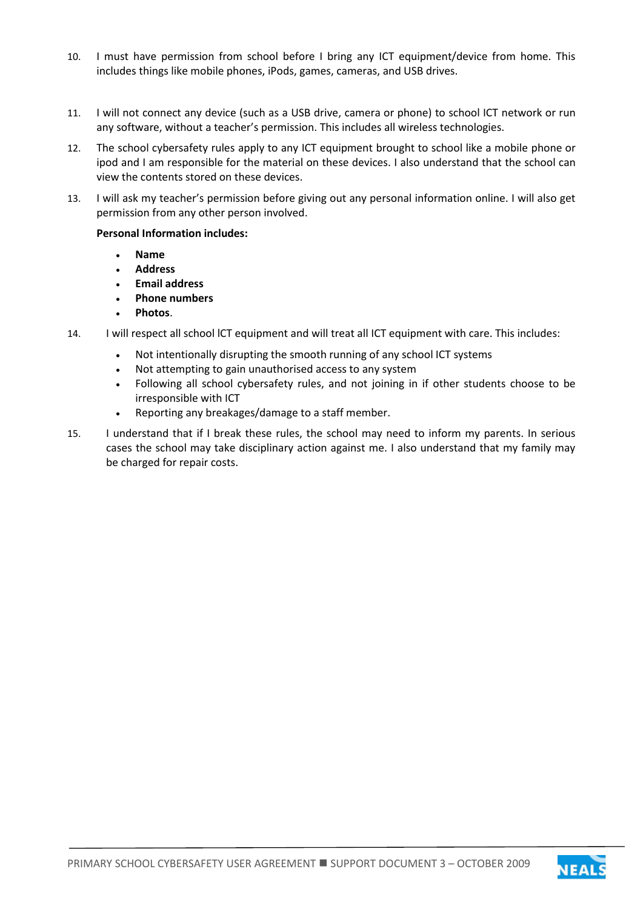10. I must have permission from school before I bring any ICT equipment/device from home. This includes things like mobile phones, iPods, games, cameras, and USB drives.

11. I will not connect any device (such as a USB drive, camera or phone) to school ICT network or run any software, without a teacher's permission. This includes all wireless technologies.

12. The school cybersafety rules apply to any ICT equipment brought to school like a mobile phone or ipod and I am responsible for the material on these devices. I also understand that the school can view the contents stored on these devices.

13. I will ask my teacher's permission before giving out any personal information online. I will also get permission from any other person involved.

    **Personal Information includes:**

    - **Name**
    - **Address**
    - **Email address**
    - **Phone numbers**
    - **Photos**.

14. I will respect all school ICT equipment and will treat all ICT equipment with care. This includes:

    - Not intentionally disrupting the smooth running of any school ICT systems
    - Not attempting to gain unauthorised access to any system
    - Following all school cybersafety rules, and not joining in if other students choose to be irresponsible with ICT
    - Reporting any breakages/damage to a staff member.

15. I understand that if I break these rules, the school may need to inform my parents. In serious cases the school may take disciplinary action against me. I also understand that my family may be charged for repair costs.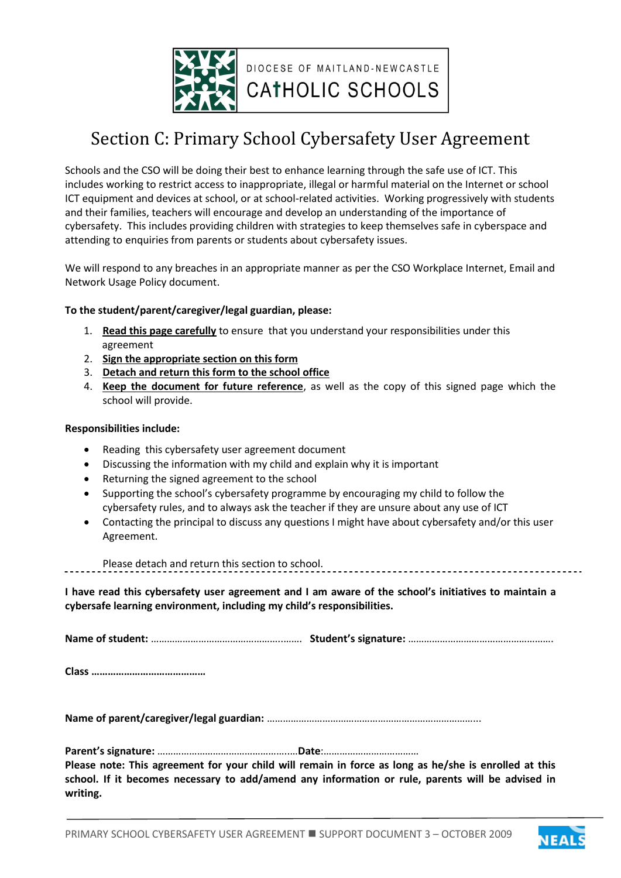DIOCESE OF MAITLAND-NEWCASTLE
CATHOLIC SCHOOLS

# Section C: Primary School Cybersafety User Agreement

Schools and the CSO will be doing their best to enhance learning through the safe use of ICT. This includes working to restrict access to inappropriate, illegal or harmful material on the Internet or school ICT equipment and devices at school, or at school-related activities. Working progressively with students and their families, teachers will encourage and develop an understanding of the importance of cybersafety. This includes providing children with strategies to keep themselves safe in cyberspace and attending to enquiries from parents or students about cybersafety issues.

We will respond to any breaches in an appropriate manner as per the CSO Workplace Internet, Email and Network Usage Policy document.

**To the student/parent/caregiver/legal guardian, please:**

1. **Read this page carefully** to ensure that you understand your responsibilities under this agreement
2. **Sign the appropriate section on this form**
3. **Detach and return this form to the school office**
4. **Keep the document for future reference**, as well as the copy of this signed page which the school will provide.

**Responsibilities include:**

- Reading this cybersafety user agreement document
- Discussing the information with my child and explain why it is important
- Returning the signed agreement to the school
- Supporting the school's cybersafety programme by encouraging my child to follow the cybersafety rules, and to always ask the teacher if they are unsure about any use of ICT
- Contacting the principal to discuss any questions I might have about cybersafety and/or this user Agreement.

Please detach and return this section to school.

---

**I have read this cybersafety user agreement and I am aware of the school's initiatives to maintain a cybersafe learning environment, including my child's responsibilities.**

**Name of student:** ………………………………………………… **Student's signature:** ……………………………………………….

**Class** ……………………………………

**Name of parent/caregiver/legal guardian:** ……………………………………………………………………..

**Parent's signature:** ………………………………………………**Date**:………………………………

**Please note: This agreement for your child will remain in force as long as he/she is enrolled at this school. If it becomes necessary to add/amend any information or rule, parents will be advised in writing.**

PRIMARY SCHOOL CYBERSAFETY USER AGREEMENT ■ SUPPORT DOCUMENT 3 – OCTOBER 2009